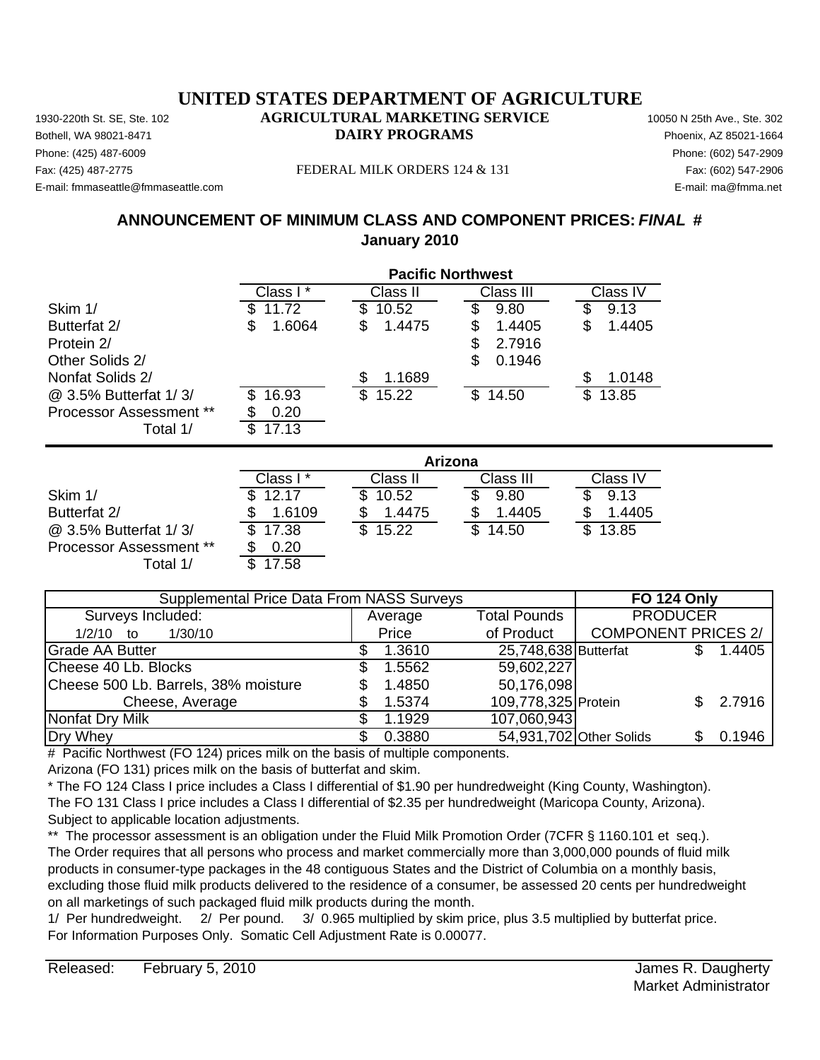# UNITED STATES DEPARTMENT OF AGRICULTURE

## AGRICULTURAL MARKETING SERVICE
## DAIRY PROGRAMS

1930-220th St. SE, Ste. 102
Bothell, WA 98021-8471
Phone: (425) 487-6009
Fax: (425) 487-2775
E-mail: fmmaseattle@fmmaseattle.com

10050 N 25th Ave., Ste. 302
Phoenix, AZ 85021-1664
Phone: (602) 547-2909
Fax: (602) 547-2906
E-mail: ma@fmma.net

FEDERAL MILK ORDERS 124 & 131

## ANNOUNCEMENT OF MINIMUM CLASS AND COMPONENT PRICES: *FINAL* #
## January 2010

| | Pacific Northwest | | | |
|---|---|---|---|---|
| | Class I * | Class II | Class III | Class IV |
| Skim 1/ | $ 11.72 | $ 10.52 | $ 9.80 | $ 9.13 |
| Butterfat 2/ | $ 1.6064 | $ 1.4475 | $ 1.4405 | $ 1.4405 |
| Protein 2/ | | | $ 2.7916 | |
| Other Solids 2/ | | | $ 0.1946 | |
| Nonfat Solids 2/ | | $ 1.1689 | | $ 1.0148 |
| @ 3.5% Butterfat 1/ 3/ | $ 16.93 | $ 15.22 | $ 14.50 | $ 13.85 |
| Processor Assessment ** | $ 0.20 | | | |
| Total 1/ | $ 17.13 | | | |

| | Arizona | | | |
|---|---|---|---|---|
| | Class I * | Class II | Class III | Class IV |
| Skim 1/ | $ 12.17 | $ 10.52 | $ 9.80 | $ 9.13 |
| Butterfat 2/ | $ 1.6109 | $ 1.4475 | $ 1.4405 | $ 1.4405 |
| @ 3.5% Butterfat 1/ 3/ | $ 17.38 | $ 15.22 | $ 14.50 | $ 13.85 |
| Processor Assessment ** | $ 0.20 | | | |
| Total 1/ | $ 17.58 | | | |

| Supplemental Price Data From NASS Surveys | | | FO 124 Only | |
|---|---|---|---|---|
| Surveys Included: | Average | Total Pounds | PRODUCER | |
| 1/2/10 to 1/30/10 | Price | of Product | COMPONENT PRICES 2/ | |
| Grade AA Butter | $ 1.3610 | 25,748,638 | Butterfat | $ 1.4405 |
| Cheese 40 Lb. Blocks | $ 1.5562 | 59,602,227 | | |
| Cheese 500 Lb. Barrels, 38% moisture | $ 1.4850 | 50,176,098 | | |
| Cheese, Average | $ 1.5374 | 109,778,325 | Protein | $ 2.7916 |
| Nonfat Dry Milk | $ 1.1929 | 107,060,943 | | |
| Dry Whey | $ 0.3880 | 54,931,702 | Other Solids | $ 0.1946 |

# Pacific Northwest (FO 124) prices milk on the basis of multiple components.
Arizona (FO 131) prices milk on the basis of butterfat and skim.

* The FO 124 Class I price includes a Class I differential of $1.90 per hundredweight (King County, Washington).
The FO 131 Class I price includes a Class I differential of $2.35 per hundredweight (Maricopa County, Arizona).
Subject to applicable location adjustments.

** The processor assessment is an obligation under the Fluid Milk Promotion Order (7CFR § 1160.101 et seq.).
The Order requires that all persons who process and market commercially more than 3,000,000 pounds of fluid milk products in consumer-type packages in the 48 contiguous States and the District of Columbia on a monthly basis, excluding those fluid milk products delivered to the residence of a consumer, be assessed 20 cents per hundredweight on all marketings of such packaged fluid milk products during the month.

1/ Per hundredweight. 2/ Per pound. 3/ 0.965 multiplied by skim price, plus 3.5 multiplied by butterfat price.
For Information Purposes Only. Somatic Cell Adjustment Rate is 0.00077.

Released: February 5, 2010

James R. Daugherty
Market Administrator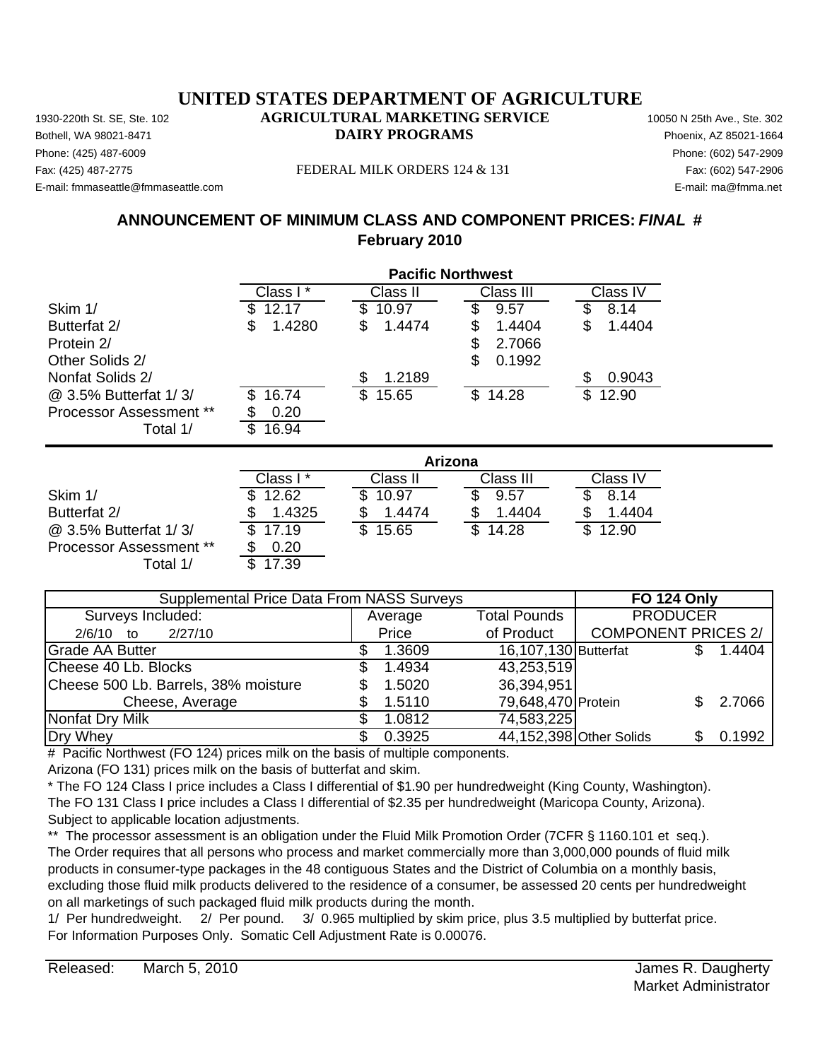# UNITED STATES DEPARTMENT OF AGRICULTURE

## AGRICULTURAL MARKETING SERVICE
## DAIRY PROGRAMS

1930-220th St. SE, Ste. 102
Bothell, WA 98021-8471
Phone: (425) 487-6009
Fax: (425) 487-2775
E-mail: fmmaseattle@fmmaseattle.com

FEDERAL MILK ORDERS 124 & 131

10050 N 25th Ave., Ste. 302
Phoenix, AZ 85021-1664
Phone: (602) 547-2909
Fax: (602) 547-2906
E-mail: ma@fmma.net

## ANNOUNCEMENT OF MINIMUM CLASS AND COMPONENT PRICES: *FINAL* #
## February 2010

| | Pacific Northwest | | | |
|---|---|---|---|---|
| | Class I * | Class II | Class III | Class IV |
| Skim 1/ | $ 12.17 | $ 10.97 | $ 9.57 | $ 8.14 |
| Butterfat 2/ | $ 1.4280 | $ 1.4474 | $ 1.4404 | $ 1.4404 |
| Protein 2/ | | | $ 2.7066 | |
| Other Solids 2/ | | | $ 0.1992 | |
| Nonfat Solids 2/ | | $ 1.2189 | | $ 0.9043 |
| @ 3.5% Butterfat 1/ 3/ | $ 16.74 | $ 15.65 | $ 14.28 | $ 12.90 |
| Processor Assessment ** | $ 0.20 | | | |
| Total 1/ | $ 16.94 | | | |

| | Arizona | | | |
|---|---|---|---|---|
| | Class I * | Class II | Class III | Class IV |
| Skim 1/ | $ 12.62 | $ 10.97 | $ 9.57 | $ 8.14 |
| Butterfat 2/ | $ 1.4325 | $ 1.4474 | $ 1.4404 | $ 1.4404 |
| @ 3.5% Butterfat 1/ 3/ | $ 17.19 | $ 15.65 | $ 14.28 | $ 12.90 |
| Processor Assessment ** | $ 0.20 | | | |
| Total 1/ | $ 17.39 | | | |

| Supplemental Price Data From NASS Surveys | | | FO 124 Only | |
|---|---|---|---|---|
| Surveys Included: | Average | Total Pounds | PRODUCER | |
| 2/6/10 to 2/27/10 | Price | of Product | COMPONENT PRICES 2/ | |
| Grade AA Butter | $ 1.3609 | 16,107,130 | Butterfat | $ 1.4404 |
| Cheese 40 Lb. Blocks | $ 1.4934 | 43,253,519 | | |
| Cheese 500 Lb. Barrels, 38% moisture | $ 1.5020 | 36,394,951 | | |
| Cheese, Average | $ 1.5110 | 79,648,470 | Protein | $ 2.7066 |
| Nonfat Dry Milk | $ 1.0812 | 74,583,225 | | |
| Dry Whey | $ 0.3925 | 44,152,398 | Other Solids | $ 0.1992 |

# Pacific Northwest (FO 124) prices milk on the basis of multiple components.
Arizona (FO 131) prices milk on the basis of butterfat and skim.

* The FO 124 Class I price includes a Class I differential of $1.90 per hundredweight (King County, Washington).
The FO 131 Class I price includes a Class I differential of $2.35 per hundredweight (Maricopa County, Arizona).
Subject to applicable location adjustments.

** The processor assessment is an obligation under the Fluid Milk Promotion Order (7CFR § 1160.101 et seq.).
The Order requires that all persons who process and market commercially more than 3,000,000 pounds of fluid milk products in consumer-type packages in the 48 contiguous States and the District of Columbia on a monthly basis, excluding those fluid milk products delivered to the residence of a consumer, be assessed 20 cents per hundredweight on all marketings of such packaged fluid milk products during the month.

1/ Per hundredweight. 2/ Per pound. 3/ 0.965 multiplied by skim price, plus 3.5 multiplied by butterfat price.
For Information Purposes Only. Somatic Cell Adjustment Rate is 0.00076.

Released: March 5, 2010

James R. Daugherty
Market Administrator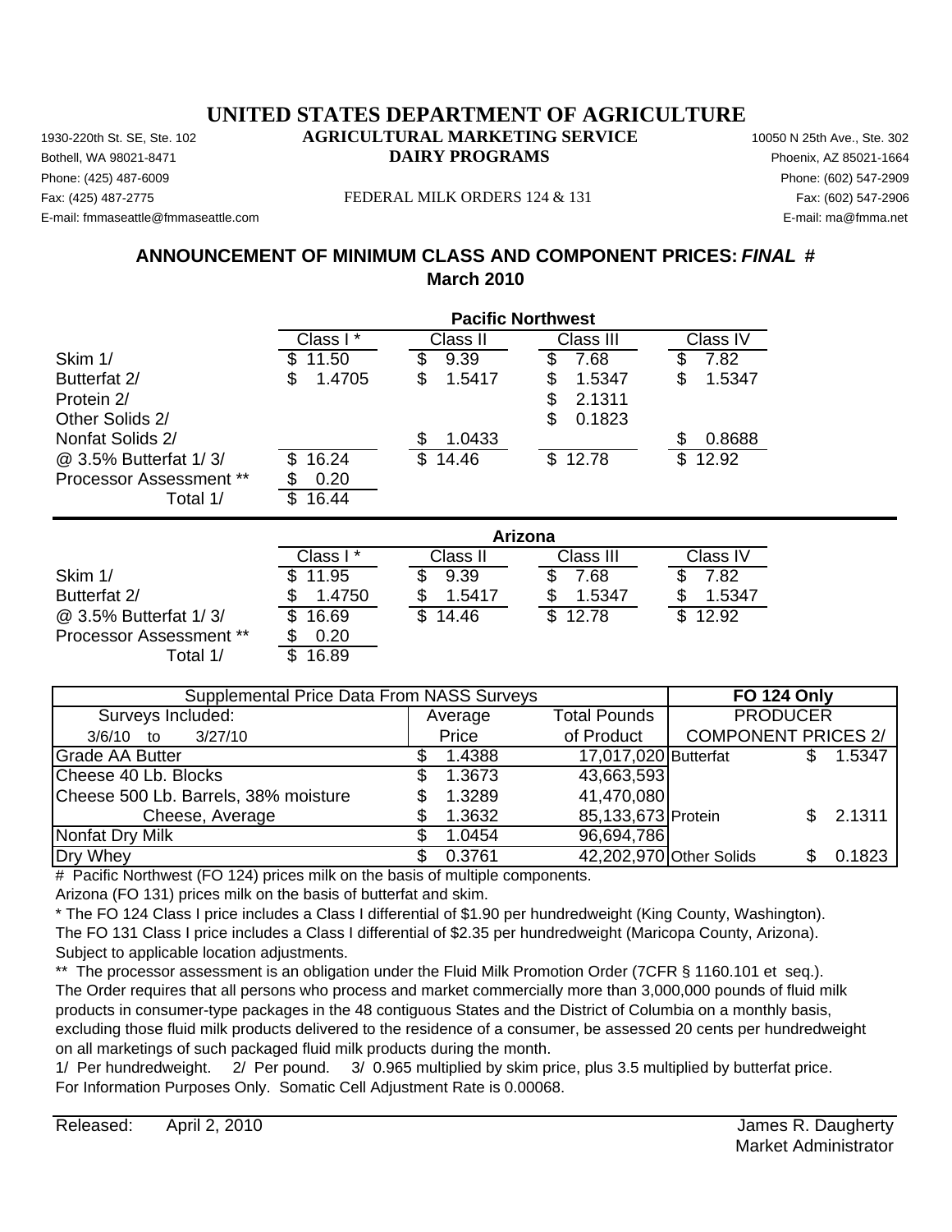# UNITED STATES DEPARTMENT OF AGRICULTURE

## AGRICULTURAL MARKETING SERVICE

## DAIRY PROGRAMS

1930-220th St. SE, Ste. 102
Bothell, WA 98021-8471
Phone: (425) 487-6009
Fax: (425) 487-2775
E-mail: fmmaseattle@fmmaseattle.com

FEDERAL MILK ORDERS 124 & 131

10050 N 25th Ave., Ste. 302
Phoenix, AZ 85021-1664
Phone: (602) 547-2909
Fax: (602) 547-2906
E-mail: ma@fmma.net

## ANNOUNCEMENT OF MINIMUM CLASS AND COMPONENT PRICES: *FINAL* #

## March 2010

| Pacific Northwest | Class I * | Class II | Class III | Class IV |
|---|---|---|---|---|
| Skim 1/ | $ 11.50 | $ 9.39 | $ 7.68 | $ 7.82 |
| Butterfat 2/ | $ 1.4705 | $ 1.5417 | $ 1.5347 | $ 1.5347 |
| Protein 2/ | | | $ 2.1311 | |
| Other Solids 2/ | | | $ 0.1823 | |
| Nonfat Solids 2/ | | $ 1.0433 | | $ 0.8688 |
| @ 3.5% Butterfat 1/ 3/ | $ 16.24 | $ 14.46 | $ 12.78 | $ 12.92 |
| Processor Assessment ** | $ 0.20 | | | |
| Total 1/ | $ 16.44 | | | |

| Arizona | Class I * | Class II | Class III | Class IV |
|---|---|---|---|---|
| Skim 1/ | $ 11.95 | $ 9.39 | $ 7.68 | $ 7.82 |
| Butterfat 2/ | $ 1.4750 | $ 1.5417 | $ 1.5347 | $ 1.5347 |
| @ 3.5% Butterfat 1/ 3/ | $ 16.69 | $ 14.46 | $ 12.78 | $ 12.92 |
| Processor Assessment ** | $ 0.20 | | | |
| Total 1/ | $ 16.89 | | | |

| Supplemental Price Data From NASS Surveys | | | FO 124 Only | |
|---|---|---|---|---|
| Surveys Included: | Average | Total Pounds | PRODUCER | |
| 3/6/10 to 3/27/10 | Price | of Product | COMPONENT PRICES 2/ | |
| Grade AA Butter | $ 1.4388 | 17,017,020 | Butterfat | $ 1.5347 |
| Cheese 40 Lb. Blocks | $ 1.3673 | 43,663,593 | | |
| Cheese 500 Lb. Barrels, 38% moisture | $ 1.3289 | 41,470,080 | | |
| Cheese, Average | $ 1.3632 | 85,133,673 | Protein | $ 2.1311 |
| Nonfat Dry Milk | $ 1.0454 | 96,694,786 | | |
| Dry Whey | $ 0.3761 | 42,202,970 | Other Solids | $ 0.1823 |

# Pacific Northwest (FO 124) prices milk on the basis of multiple components.
Arizona (FO 131) prices milk on the basis of butterfat and skim.

* The FO 124 Class I price includes a Class I differential of $1.90 per hundredweight (King County, Washington).
The FO 131 Class I price includes a Class I differential of $2.35 per hundredweight (Maricopa County, Arizona).
Subject to applicable location adjustments.

** The processor assessment is an obligation under the Fluid Milk Promotion Order (7CFR § 1160.101 et seq.).
The Order requires that all persons who process and market commercially more than 3,000,000 pounds of fluid milk products in consumer-type packages in the 48 contiguous States and the District of Columbia on a monthly basis, excluding those fluid milk products delivered to the residence of a consumer, be assessed 20 cents per hundredweight on all marketings of such packaged fluid milk products during the month.

1/ Per hundredweight. 2/ Per pound. 3/ 0.965 multiplied by skim price, plus 3.5 multiplied by butterfat price.
For Information Purposes Only. Somatic Cell Adjustment Rate is 0.00068.

Released: April 2, 2010

James R. Daugherty
Market Administrator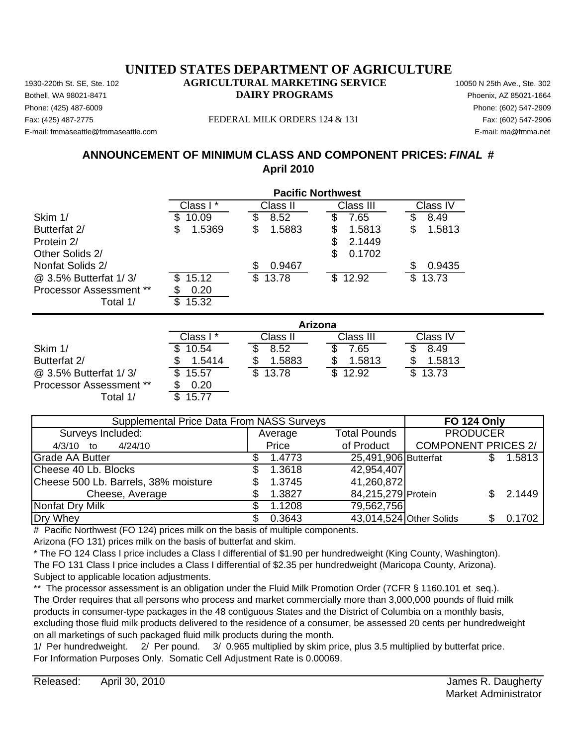# UNITED STATES DEPARTMENT OF AGRICULTURE

## AGRICULTURAL MARKETING SERVICE
## DAIRY PROGRAMS

1930-220th St. SE, Ste. 102
Bothell, WA 98021-8471
Phone: (425) 487-6009
Fax: (425) 487-2775
E-mail: fmmaseattle@fmmaseattle.com

10050 N 25th Ave., Ste. 302
Phoenix, AZ 85021-1664
Phone: (602) 547-2909
Fax: (602) 547-2906
E-mail: ma@fmma.net

FEDERAL MILK ORDERS 124 & 131

## ANNOUNCEMENT OF MINIMUM CLASS AND COMPONENT PRICES: *FINAL* #
## April 2010

**Pacific Northwest**

| | Class I * | Class II | Class III | Class IV |
|---|---|---|---|---|
| Skim 1/ | $ 10.09 | $ 8.52 | $ 7.65 | $ 8.49 |
| Butterfat 2/ | $ 1.5369 | $ 1.5883 | $ 1.5813 | $ 1.5813 |
| Protein 2/ | | | $ 2.1449 | |
| Other Solids 2/ | | | $ 0.1702 | |
| Nonfat Solids 2/ | | $ 0.9467 | | $ 0.9435 |
| @ 3.5% Butterfat 1/ 3/ | $ 15.12 | $ 13.78 | $ 12.92 | $ 13.73 |
| Processor Assessment ** | $ 0.20 | | | |
| Total 1/ | $ 15.32 | | | |

**Arizona**

| | Class I * | Class II | Class III | Class IV |
|---|---|---|---|---|
| Skim 1/ | $ 10.54 | $ 8.52 | $ 7.65 | $ 8.49 |
| Butterfat 2/ | $ 1.5414 | $ 1.5883 | $ 1.5813 | $ 1.5813 |
| @ 3.5% Butterfat 1/ 3/ | $ 15.57 | $ 13.78 | $ 12.92 | $ 13.73 |
| Processor Assessment ** | $ 0.20 | | | |
| Total 1/ | $ 15.77 | | | |

| Supplemental Price Data From NASS Surveys | | | **FO 124 Only** | |
|---|---|---|---|---|
| Surveys Included: | Average | Total Pounds | PRODUCER | |
| 4/3/10 to 4/24/10 | Price | of Product | COMPONENT PRICES 2/ | |
| Grade AA Butter | $ 1.4773 | 25,491,906 | Butterfat | $ 1.5813 |
| Cheese 40 Lb. Blocks | $ 1.3618 | 42,954,407 | | |
| Cheese 500 Lb. Barrels, 38% moisture | $ 1.3745 | 41,260,872 | | |
| Cheese, Average | $ 1.3827 | 84,215,279 | Protein | $ 2.1449 |
| Nonfat Dry Milk | $ 1.1208 | 79,562,756 | | |
| Dry Whey | $ 0.3643 | 43,014,524 | Other Solids | $ 0.1702 |

# Pacific Northwest (FO 124) prices milk on the basis of multiple components.
Arizona (FO 131) prices milk on the basis of butterfat and skim.

* The FO 124 Class I price includes a Class I differential of $1.90 per hundredweight (King County, Washington).
The FO 131 Class I price includes a Class I differential of $2.35 per hundredweight (Maricopa County, Arizona).
Subject to applicable location adjustments.

** The processor assessment is an obligation under the Fluid Milk Promotion Order (7CFR § 1160.101 et seq.).
The Order requires that all persons who process and market commercially more than 3,000,000 pounds of fluid milk products in consumer-type packages in the 48 contiguous States and the District of Columbia on a monthly basis, excluding those fluid milk products delivered to the residence of a consumer, be assessed 20 cents per hundredweight on all marketings of such packaged fluid milk products during the month.

1/ Per hundredweight. 2/ Per pound. 3/ 0.965 multiplied by skim price, plus 3.5 multiplied by butterfat price.
For Information Purposes Only. Somatic Cell Adjustment Rate is 0.00069.

Released: April 30, 2010

James R. Daugherty
Market Administrator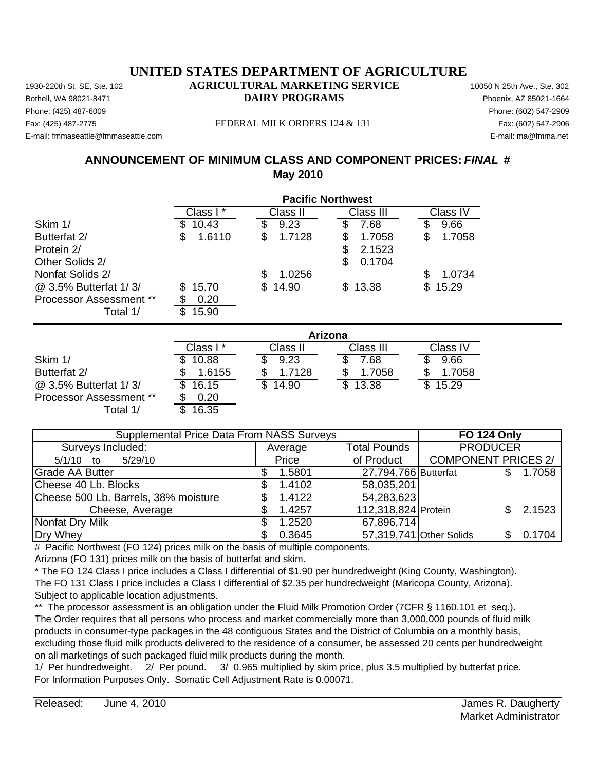# UNITED STATES DEPARTMENT OF AGRICULTURE

## AGRICULTURAL MARKETING SERVICE
## DAIRY PROGRAMS

1930-220th St. SE, Ste. 102
Bothell, WA 98021-8471
Phone: (425) 487-6009
Fax: (425) 487-2775
E-mail: fmmaseattle@fmmaseattle.com

FEDERAL MILK ORDERS 124 & 131

10050 N 25th Ave., Ste. 302
Phoenix, AZ 85021-1664
Phone: (602) 547-2909
Fax: (602) 547-2906
E-mail: ma@fmma.net

## ANNOUNCEMENT OF MINIMUM CLASS AND COMPONENT PRICES: *FINAL* #
## May 2010

**Pacific Northwest**

| | Class I * | Class II | Class III | Class IV |
|---|---|---|---|---|
| Skim 1/ | $ 10.43 | $ 9.23 | $ 7.68 | $ 9.66 |
| Butterfat 2/ | $ 1.6110 | $ 1.7128 | $ 1.7058 | $ 1.7058 |
| Protein 2/ | | | $ 2.1523 | |
| Other Solids 2/ | | | $ 0.1704 | |
| Nonfat Solids 2/ | | $ 1.0256 | | $ 1.0734 |
| @ 3.5% Butterfat 1/ 3/ | $ 15.70 | $ 14.90 | $ 13.38 | $ 15.29 |
| Processor Assessment ** | $ 0.20 | | | |
| Total 1/ | $ 15.90 | | | |

**Arizona**

| | Class I * | Class II | Class III | Class IV |
|---|---|---|---|---|
| Skim 1/ | $ 10.88 | $ 9.23 | $ 7.68 | $ 9.66 |
| Butterfat 2/ | $ 1.6155 | $ 1.7128 | $ 1.7058 | $ 1.7058 |
| @ 3.5% Butterfat 1/ 3/ | $ 16.15 | $ 14.90 | $ 13.38 | $ 15.29 |
| Processor Assessment ** | $ 0.20 | | | |
| Total 1/ | $ 16.35 | | | |

| Supplemental Price Data From NASS Surveys | | | **FO 124 Only** | |
|---|---|---|---|---|
| Surveys Included: | Average | Total Pounds | PRODUCER | |
| 5/1/10 to 5/29/10 | Price | of Product | COMPONENT PRICES 2/ | |
| Grade AA Butter | $ 1.5801 | 27,794,766 | Butterfat | $ 1.7058 |
| Cheese 40 Lb. Blocks | $ 1.4102 | 58,035,201 | | |
| Cheese 500 Lb. Barrels, 38% moisture | $ 1.4122 | 54,283,623 | | |
| Cheese, Average | $ 1.4257 | 112,318,824 | Protein | $ 2.1523 |
| Nonfat Dry Milk | $ 1.2520 | 67,896,714 | | |
| Dry Whey | $ 0.3645 | 57,319,741 | Other Solids | $ 0.1704 |

# Pacific Northwest (FO 124) prices milk on the basis of multiple components.
Arizona (FO 131) prices milk on the basis of butterfat and skim.

* The FO 124 Class I price includes a Class I differential of $1.90 per hundredweight (King County, Washington).
The FO 131 Class I price includes a Class I differential of $2.35 per hundredweight (Maricopa County, Arizona).
Subject to applicable location adjustments.

** The processor assessment is an obligation under the Fluid Milk Promotion Order (7CFR § 1160.101 et seq.).
The Order requires that all persons who process and market commercially more than 3,000,000 pounds of fluid milk products in consumer-type packages in the 48 contiguous States and the District of Columbia on a monthly basis, excluding those fluid milk products delivered to the residence of a consumer, be assessed 20 cents per hundredweight on all marketings of such packaged fluid milk products during the month.

1/ Per hundredweight. 2/ Per pound. 3/ 0.965 multiplied by skim price, plus 3.5 multiplied by butterfat price.
For Information Purposes Only. Somatic Cell Adjustment Rate is 0.00071.

Released: June 4, 2010

James R. Daugherty
Market Administrator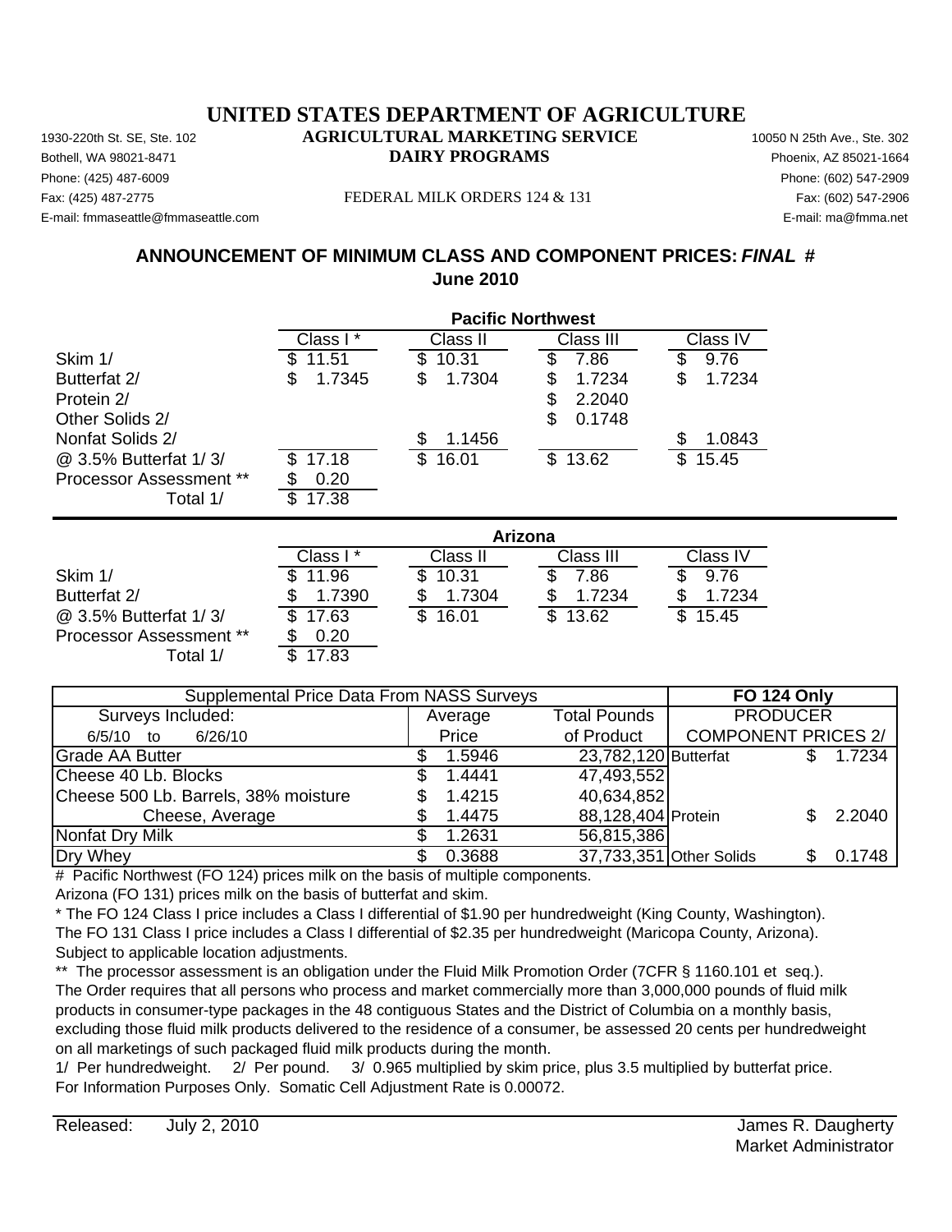# UNITED STATES DEPARTMENT OF AGRICULTURE

## AGRICULTURAL MARKETING SERVICE
## DAIRY PROGRAMS

1930-220th St. SE, Ste. 102
Bothell, WA 98021-8471
Phone: (425) 487-6009
Fax: (425) 487-2775
E-mail: fmmaseattle@fmmaseattle.com

FEDERAL MILK ORDERS 124 & 131

10050 N 25th Ave., Ste. 302
Phoenix, AZ 85021-1664
Phone: (602) 547-2909
Fax: (602) 547-2906
E-mail: ma@fmma.net

## ANNOUNCEMENT OF MINIMUM CLASS AND COMPONENT PRICES: *FINAL* #
## June 2010

**Pacific Northwest**

| | Class I * | Class II | Class III | Class IV |
|---|---|---|---|---|
| Skim 1/ | $ 11.51 | $ 10.31 | $ 7.86 | $ 9.76 |
| Butterfat 2/ | $ 1.7345 | $ 1.7304 | $ 1.7234 | $ 1.7234 |
| Protein 2/ | | | $ 2.2040 | |
| Other Solids 2/ | | | $ 0.1748 | |
| Nonfat Solids 2/ | | $ 1.1456 | | $ 1.0843 |
| @ 3.5% Butterfat 1/ 3/ | $ 17.18 | $ 16.01 | $ 13.62 | $ 15.45 |
| Processor Assessment ** | $ 0.20 | | | |
| Total 1/ | $ 17.38 | | | |

**Arizona**

| | Class I * | Class II | Class III | Class IV |
|---|---|---|---|---|
| Skim 1/ | $ 11.96 | $ 10.31 | $ 7.86 | $ 9.76 |
| Butterfat 2/ | $ 1.7390 | $ 1.7304 | $ 1.7234 | $ 1.7234 |
| @ 3.5% Butterfat 1/ 3/ | $ 17.63 | $ 16.01 | $ 13.62 | $ 15.45 |
| Processor Assessment ** | $ 0.20 | | | |
| Total 1/ | $ 17.83 | | | |

| Supplemental Price Data From NASS Surveys | | | FO 124 Only | |
|---|---|---|---|---|
| Surveys Included: | Average | Total Pounds | PRODUCER | |
| 6/5/10 to 6/26/10 | Price | of Product | COMPONENT PRICES 2/ | |
| Grade AA Butter | $ 1.5946 | 23,782,120 | Butterfat | $ 1.7234 |
| Cheese 40 Lb. Blocks | $ 1.4441 | 47,493,552 | | |
| Cheese 500 Lb. Barrels, 38% moisture | $ 1.4215 | 40,634,852 | | |
| Cheese, Average | $ 1.4475 | 88,128,404 | Protein | $ 2.2040 |
| Nonfat Dry Milk | $ 1.2631 | 56,815,386 | | |
| Dry Whey | $ 0.3688 | 37,733,351 | Other Solids | $ 0.1748 |

# Pacific Northwest (FO 124) prices milk on the basis of multiple components.
Arizona (FO 131) prices milk on the basis of butterfat and skim.

* The FO 124 Class I price includes a Class I differential of $1.90 per hundredweight (King County, Washington).
The FO 131 Class I price includes a Class I differential of $2.35 per hundredweight (Maricopa County, Arizona).
Subject to applicable location adjustments.

** The processor assessment is an obligation under the Fluid Milk Promotion Order (7CFR § 1160.101 et seq.).
The Order requires that all persons who process and market commercially more than 3,000,000 pounds of fluid milk products in consumer-type packages in the 48 contiguous States and the District of Columbia on a monthly basis, excluding those fluid milk products delivered to the residence of a consumer, be assessed 20 cents per hundredweight on all marketings of such packaged fluid milk products during the month.

1/ Per hundredweight. 2/ Per pound. 3/ 0.965 multiplied by skim price, plus 3.5 multiplied by butterfat price.
For Information Purposes Only. Somatic Cell Adjustment Rate is 0.00072.

Released: July 2, 2010

James R. Daugherty
Market Administrator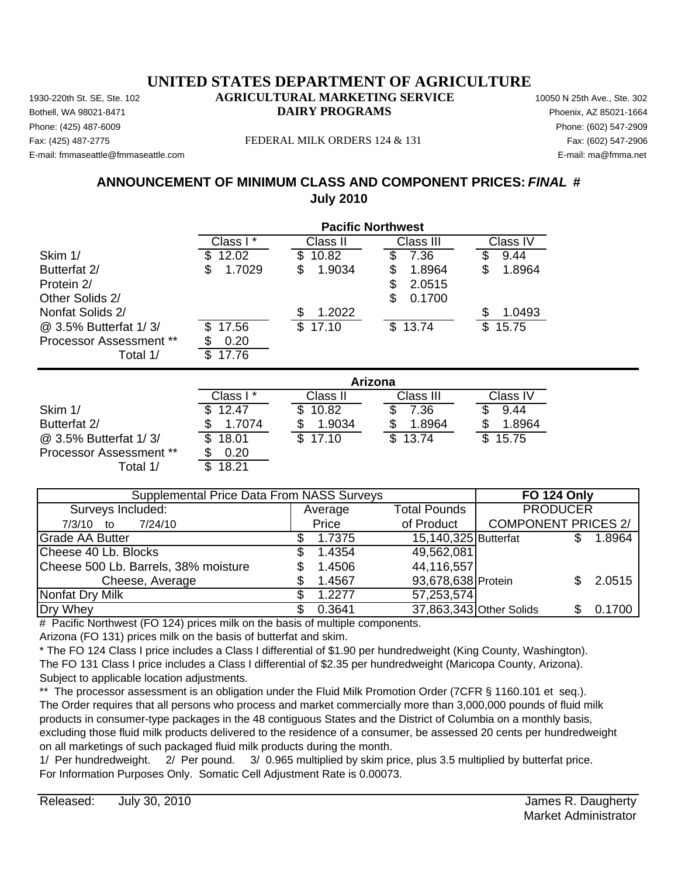# UNITED STATES DEPARTMENT OF AGRICULTURE

## AGRICULTURAL MARKETING SERVICE

## DAIRY PROGRAMS

1930-220th St. SE, Ste. 102
Bothell, WA 98021-8471
Phone: (425) 487-6009
Fax: (425) 487-2775
E-mail: fmmaseattle@fmmaseattle.com

FEDERAL MILK ORDERS 124 & 131

10050 N 25th Ave., Ste. 302
Phoenix, AZ 85021-1664
Phone: (602) 547-2909
Fax: (602) 547-2906
E-mail: ma@fmma.net

## ANNOUNCEMENT OF MINIMUM CLASS AND COMPONENT PRICES: *FINAL* #

## July 2010

| Pacific Northwest | Class I * | Class II | Class III | Class IV |
|---|---|---|---|---|
| Skim 1/ | $ 12.02 | $ 10.82 | $ 7.36 | $ 9.44 |
| Butterfat 2/ | $ 1.7029 | $ 1.9034 | $ 1.8964 | $ 1.8964 |
| Protein 2/ | | | $ 2.0515 | |
| Other Solids 2/ | | | $ 0.1700 | |
| Nonfat Solids 2/ | | $ 1.2022 | | $ 1.0493 |
| @ 3.5% Butterfat 1/ 3/ | $ 17.56 | $ 17.10 | $ 13.74 | $ 15.75 |
| Processor Assessment ** | $ 0.20 | | | |
| Total 1/ | $ 17.76 | | | |

| Arizona | Class I * | Class II | Class III | Class IV |
|---|---|---|---|---|
| Skim 1/ | $ 12.47 | $ 10.82 | $ 7.36 | $ 9.44 |
| Butterfat 2/ | $ 1.7074 | $ 1.9034 | $ 1.8964 | $ 1.8964 |
| @ 3.5% Butterfat 1/ 3/ | $ 18.01 | $ 17.10 | $ 13.74 | $ 15.75 |
| Processor Assessment ** | $ 0.20 | | | |
| Total 1/ | $ 18.21 | | | |

| Supplemental Price Data From NASS Surveys | | | FO 124 Only | |
|---|---|---|---|---|
| Surveys Included: | Average | Total Pounds | PRODUCER | |
| 7/3/10 to 7/24/10 | Price | of Product | COMPONENT PRICES 2/ | |
| Grade AA Butter | $ 1.7375 | 15,140,325 | Butterfat | $ 1.8964 |
| Cheese 40 Lb. Blocks | $ 1.4354 | 49,562,081 | | |
| Cheese 500 Lb. Barrels, 38% moisture | $ 1.4506 | 44,116,557 | | |
| Cheese, Average | $ 1.4567 | 93,678,638 | Protein | $ 2.0515 |
| Nonfat Dry Milk | $ 1.2277 | 57,253,574 | | |
| Dry Whey | $ 0.3641 | 37,863,343 | Other Solids | $ 0.1700 |

# Pacific Northwest (FO 124) prices milk on the basis of multiple components.
Arizona (FO 131) prices milk on the basis of butterfat and skim.

* The FO 124 Class I price includes a Class I differential of $1.90 per hundredweight (King County, Washington).
The FO 131 Class I price includes a Class I differential of $2.35 per hundredweight (Maricopa County, Arizona).
Subject to applicable location adjustments.

** The processor assessment is an obligation under the Fluid Milk Promotion Order (7CFR § 1160.101 et seq.).
The Order requires that all persons who process and market commercially more than 3,000,000 pounds of fluid milk products in consumer-type packages in the 48 contiguous States and the District of Columbia on a monthly basis, excluding those fluid milk products delivered to the residence of a consumer, be assessed 20 cents per hundredweight on all marketings of such packaged fluid milk products during the month.

1/ Per hundredweight. 2/ Per pound. 3/ 0.965 multiplied by skim price, plus 3.5 multiplied by butterfat price.
For Information Purposes Only. Somatic Cell Adjustment Rate is 0.00073.

Released: July 30, 2010

James R. Daugherty
Market Administrator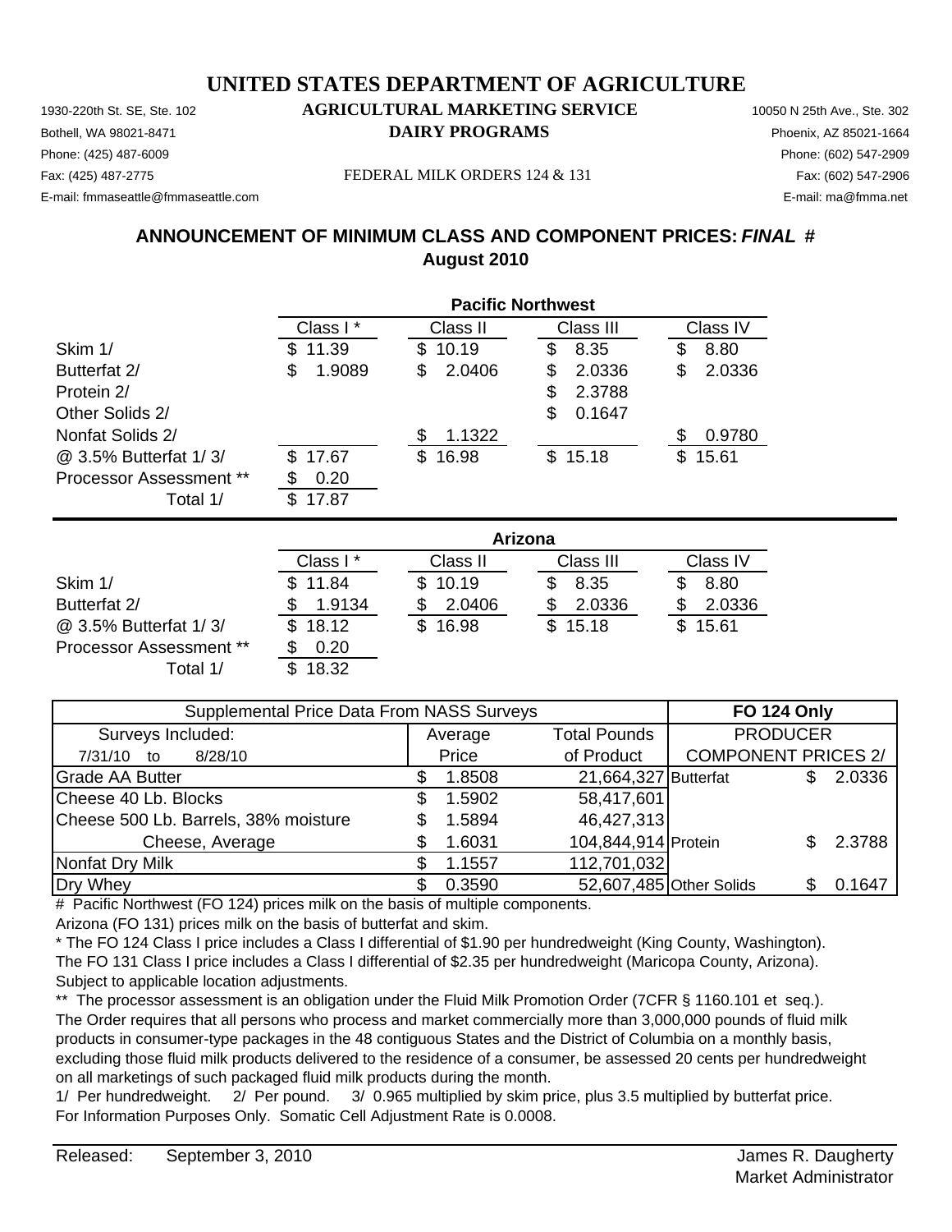# UNITED STATES DEPARTMENT OF AGRICULTURE

## AGRICULTURAL MARKETING SERVICE
## DAIRY PROGRAMS

1930-220th St. SE, Ste. 102
Bothell, WA 98021-8471
Phone: (425) 487-6009
Fax: (425) 487-2775
E-mail: fmmaseattle@fmmaseattle.com

FEDERAL MILK ORDERS 124 & 131

10050 N 25th Ave., Ste. 302
Phoenix, AZ 85021-1664
Phone: (602) 547-2909
Fax: (602) 547-2906
E-mail: ma@fmma.net

## ANNOUNCEMENT OF MINIMUM CLASS AND COMPONENT PRICES: *FINAL* #
## August 2010

| Pacific Northwest | Class I * | Class II | Class III | Class IV |
|---|---|---|---|---|
| Skim 1/ | $ 11.39 | $ 10.19 | $ 8.35 | $ 8.80 |
| Butterfat 2/ | $ 1.9089 | $ 2.0406 | $ 2.0336 | $ 2.0336 |
| Protein 2/ | | | $ 2.3788 | |
| Other Solids 2/ | | | $ 0.1647 | |
| Nonfat Solids 2/ | | $ 1.1322 | | $ 0.9780 |
| @ 3.5% Butterfat 1/ 3/ | $ 17.67 | $ 16.98 | $ 15.18 | $ 15.61 |
| Processor Assessment ** | $ 0.20 | | | |
| Total 1/ | $ 17.87 | | | |

| Arizona | Class I * | Class II | Class III | Class IV |
|---|---|---|---|---|
| Skim 1/ | $ 11.84 | $ 10.19 | $ 8.35 | $ 8.80 |
| Butterfat 2/ | $ 1.9134 | $ 2.0406 | $ 2.0336 | $ 2.0336 |
| @ 3.5% Butterfat 1/ 3/ | $ 18.12 | $ 16.98 | $ 15.18 | $ 15.61 |
| Processor Assessment ** | $ 0.20 | | | |
| Total 1/ | $ 18.32 | | | |

| Supplemental Price Data From NASS Surveys | | | FO 124 Only | |
|---|---|---|---|---|
| Surveys Included: | Average | Total Pounds | PRODUCER | |
| 7/31/10 to 8/28/10 | Price | of Product | COMPONENT PRICES 2/ | |
| Grade AA Butter | $ 1.8508 | 21,664,327 | Butterfat | $ 2.0336 |
| Cheese 40 Lb. Blocks | $ 1.5902 | 58,417,601 | | |
| Cheese 500 Lb. Barrels, 38% moisture | $ 1.5894 | 46,427,313 | | |
| Cheese, Average | $ 1.6031 | 104,844,914 | Protein | $ 2.3788 |
| Nonfat Dry Milk | $ 1.1557 | 112,701,032 | | |
| Dry Whey | $ 0.3590 | 52,607,485 | Other Solids | $ 0.1647 |

# Pacific Northwest (FO 124) prices milk on the basis of multiple components.
Arizona (FO 131) prices milk on the basis of butterfat and skim.

* The FO 124 Class I price includes a Class I differential of $1.90 per hundredweight (King County, Washington).
The FO 131 Class I price includes a Class I differential of $2.35 per hundredweight (Maricopa County, Arizona).
Subject to applicable location adjustments.

** The processor assessment is an obligation under the Fluid Milk Promotion Order (7CFR § 1160.101 et seq.).
The Order requires that all persons who process and market commercially more than 3,000,000 pounds of fluid milk products in consumer-type packages in the 48 contiguous States and the District of Columbia on a monthly basis, excluding those fluid milk products delivered to the residence of a consumer, be assessed 20 cents per hundredweight on all marketings of such packaged fluid milk products during the month.

1/ Per hundredweight. 2/ Per pound. 3/ 0.965 multiplied by skim price, plus 3.5 multiplied by butterfat price.
For Information Purposes Only. Somatic Cell Adjustment Rate is 0.0008.

Released: September 3, 2010

James R. Daugherty
Market Administrator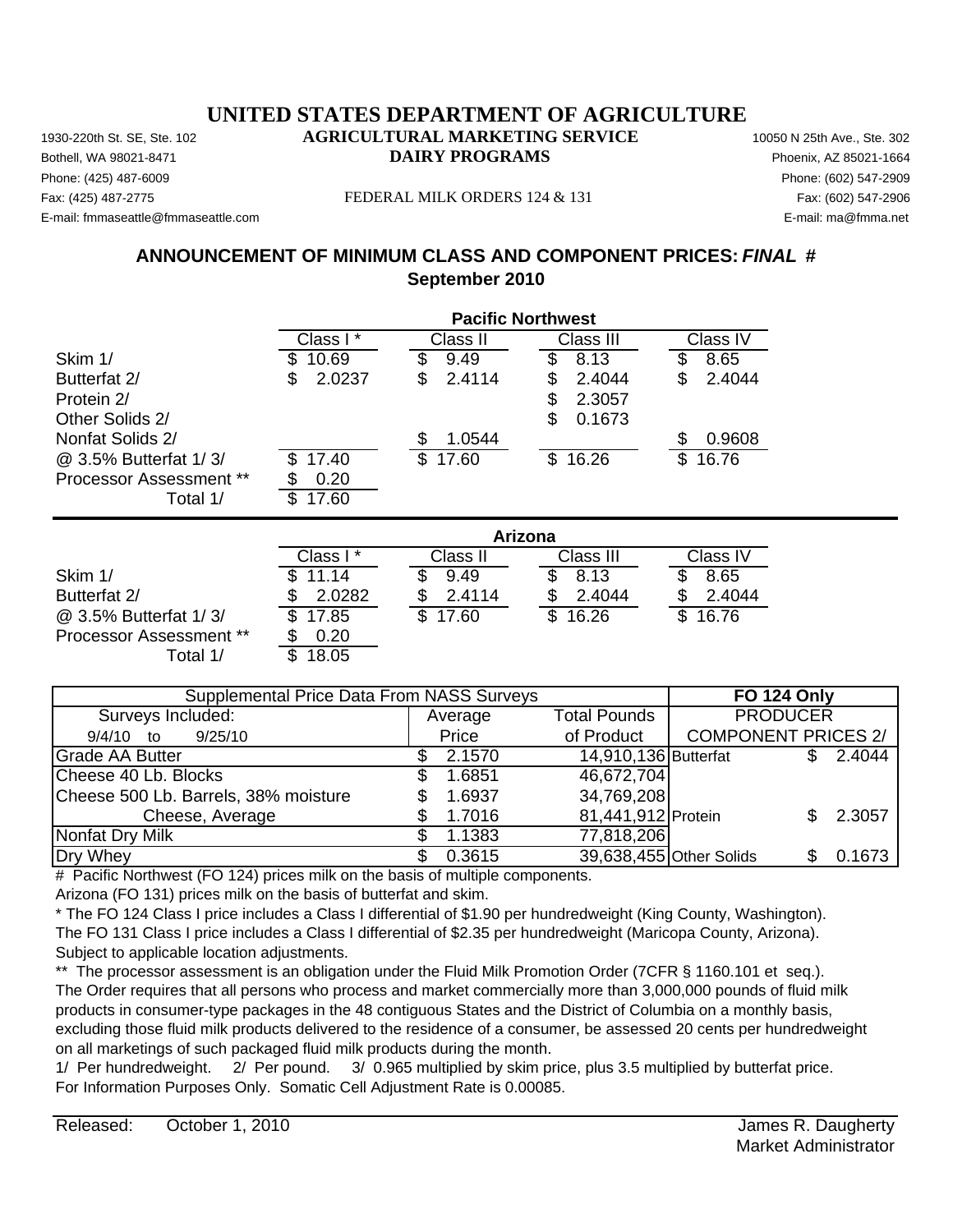# UNITED STATES DEPARTMENT OF AGRICULTURE

## AGRICULTURAL MARKETING SERVICE
## DAIRY PROGRAMS

1930-220th St. SE, Ste. 102
Bothell, WA 98021-8471
Phone: (425) 487-6009
Fax: (425) 487-2775
E-mail: fmmaseattle@fmmaseattle.com

FEDERAL MILK ORDERS 124 & 131

10050 N 25th Ave., Ste. 302
Phoenix, AZ 85021-1664
Phone: (602) 547-2909
Fax: (602) 547-2906
E-mail: ma@fmma.net

## ANNOUNCEMENT OF MINIMUM CLASS AND COMPONENT PRICES: *FINAL* #
## September 2010

**Pacific Northwest**

| | Class I * | Class II | Class III | Class IV |
|---|---|---|---|---|
| Skim 1/ | $ 10.69 | $ 9.49 | $ 8.13 | $ 8.65 |
| Butterfat 2/ | $ 2.0237 | $ 2.4114 | $ 2.4044 | $ 2.4044 |
| Protein 2/ | | | $ 2.3057 | |
| Other Solids 2/ | | | $ 0.1673 | |
| Nonfat Solids 2/ | | $ 1.0544 | | $ 0.9608 |
| @ 3.5% Butterfat 1/ 3/ | $ 17.40 | $ 17.60 | $ 16.26 | $ 16.76 |
| Processor Assessment ** | $ 0.20 | | | |
| Total 1/ | $ 17.60 | | | |

**Arizona**

| | Class I * | Class II | Class III | Class IV |
|---|---|---|---|---|
| Skim 1/ | $ 11.14 | $ 9.49 | $ 8.13 | $ 8.65 |
| Butterfat 2/ | $ 2.0282 | $ 2.4114 | $ 2.4044 | $ 2.4044 |
| @ 3.5% Butterfat 1/ 3/ | $ 17.85 | $ 17.60 | $ 16.26 | $ 16.76 |
| Processor Assessment ** | $ 0.20 | | | |
| Total 1/ | $ 18.05 | | | |

| Supplemental Price Data From NASS Surveys | | | FO 124 Only | |
|---|---|---|---|---|
| Surveys Included: | Average | Total Pounds | PRODUCER | |
| 9/4/10 to 9/25/10 | Price | of Product | COMPONENT PRICES 2/ | |
| Grade AA Butter | $ 2.1570 | 14,910,136 | Butterfat | $ 2.4044 |
| Cheese 40 Lb. Blocks | $ 1.6851 | 46,672,704 | | |
| Cheese 500 Lb. Barrels, 38% moisture | $ 1.6937 | 34,769,208 | | |
| Cheese, Average | $ 1.7016 | 81,441,912 | Protein | $ 2.3057 |
| Nonfat Dry Milk | $ 1.1383 | 77,818,206 | | |
| Dry Whey | $ 0.3615 | 39,638,455 | Other Solids | $ 0.1673 |

# Pacific Northwest (FO 124) prices milk on the basis of multiple components.
Arizona (FO 131) prices milk on the basis of butterfat and skim.

* The FO 124 Class I price includes a Class I differential of $1.90 per hundredweight (King County, Washington).
The FO 131 Class I price includes a Class I differential of $2.35 per hundredweight (Maricopa County, Arizona).
Subject to applicable location adjustments.

** The processor assessment is an obligation under the Fluid Milk Promotion Order (7CFR § 1160.101 et seq.).
The Order requires that all persons who process and market commercially more than 3,000,000 pounds of fluid milk products in consumer-type packages in the 48 contiguous States and the District of Columbia on a monthly basis, excluding those fluid milk products delivered to the residence of a consumer, be assessed 20 cents per hundredweight on all marketings of such packaged fluid milk products during the month.

1/ Per hundredweight. 2/ Per pound. 3/ 0.965 multiplied by skim price, plus 3.5 multiplied by butterfat price.
For Information Purposes Only. Somatic Cell Adjustment Rate is 0.00085.

Released: October 1, 2010

James R. Daugherty
Market Administrator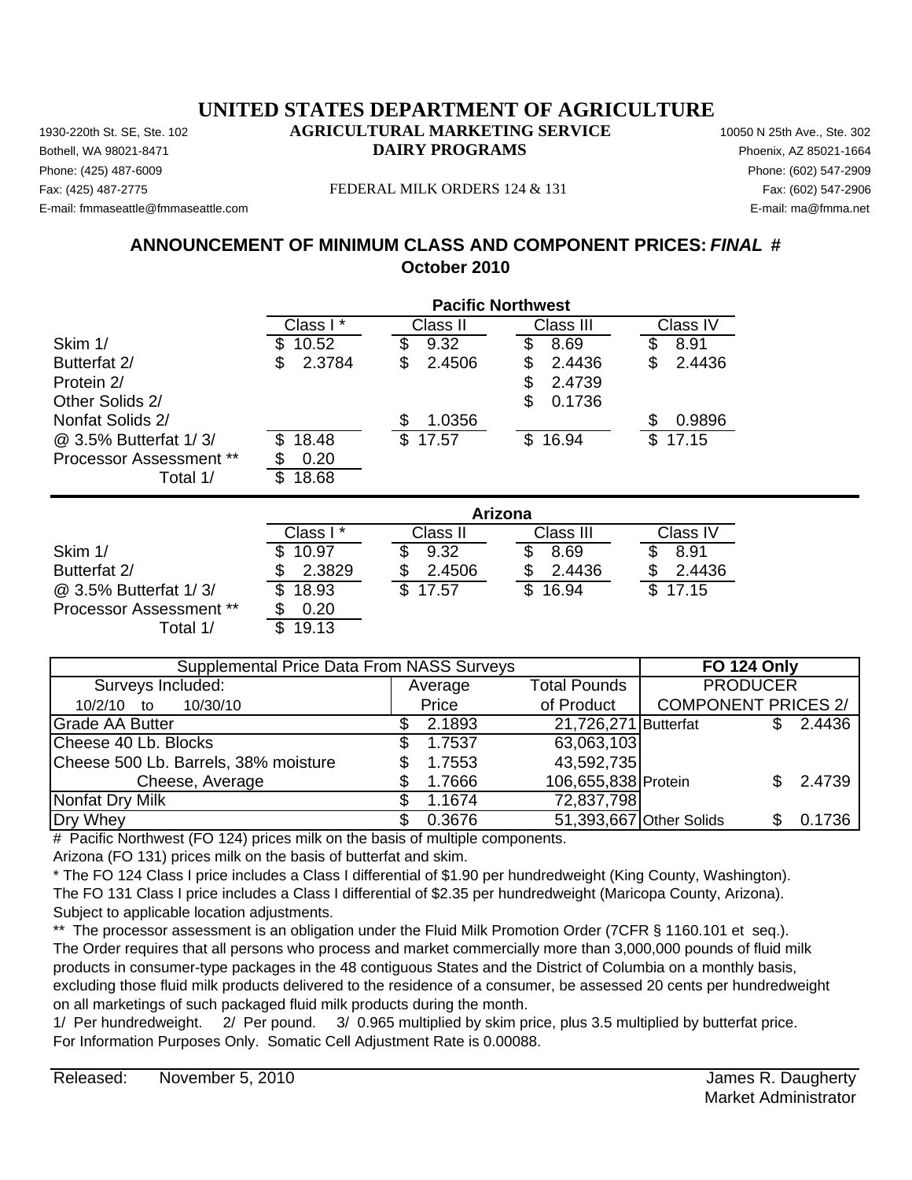# UNITED STATES DEPARTMENT OF AGRICULTURE

## AGRICULTURAL MARKETING SERVICE

## DAIRY PROGRAMS

1930-220th St. SE, Ste. 102
Bothell, WA 98021-8471
Phone: (425) 487-6009
Fax: (425) 487-2775
E-mail: fmmaseattle@fmmaseattle.com

FEDERAL MILK ORDERS 124 & 131

10050 N 25th Ave., Ste. 302
Phoenix, AZ 85021-1664
Phone: (602) 547-2909
Fax: (602) 547-2906
E-mail: ma@fmma.net

## ANNOUNCEMENT OF MINIMUM CLASS AND COMPONENT PRICES: *FINAL* #
## October 2010

| Pacific Northwest | Class I * | Class II | Class III | Class IV |
|---|---|---|---|---|
| Skim 1/ | $ 10.52 | $ 9.32 | $ 8.69 | $ 8.91 |
| Butterfat 2/ | $ 2.3784 | $ 2.4506 | $ 2.4436 | $ 2.4436 |
| Protein 2/ | | | $ 2.4739 | |
| Other Solids 2/ | | | $ 0.1736 | |
| Nonfat Solids 2/ | | $ 1.0356 | | $ 0.9896 |
| @ 3.5% Butterfat 1/ 3/ | $ 18.48 | $ 17.57 | $ 16.94 | $ 17.15 |
| Processor Assessment ** | $ 0.20 | | | |
| Total 1/ | $ 18.68 | | | |

| Arizona | Class I * | Class II | Class III | Class IV |
|---|---|---|---|---|
| Skim 1/ | $ 10.97 | $ 9.32 | $ 8.69 | $ 8.91 |
| Butterfat 2/ | $ 2.3829 | $ 2.4506 | $ 2.4436 | $ 2.4436 |
| @ 3.5% Butterfat 1/ 3/ | $ 18.93 | $ 17.57 | $ 16.94 | $ 17.15 |
| Processor Assessment ** | $ 0.20 | | | |
| Total 1/ | $ 19.13 | | | |

| Supplemental Price Data From NASS Surveys | | | FO 124 Only | |
|---|---|---|---|---|
| Surveys Included: | Average | Total Pounds | PRODUCER | |
| 10/2/10 to 10/30/10 | Price | of Product | COMPONENT PRICES 2/ | |
| Grade AA Butter | $ 2.1893 | 21,726,271 | Butterfat | $ 2.4436 |
| Cheese 40 Lb. Blocks | $ 1.7537 | 63,063,103 | | |
| Cheese 500 Lb. Barrels, 38% moisture | $ 1.7553 | 43,592,735 | | |
| Cheese, Average | $ 1.7666 | 106,655,838 | Protein | $ 2.4739 |
| Nonfat Dry Milk | $ 1.1674 | 72,837,798 | | |
| Dry Whey | $ 0.3676 | 51,393,667 | Other Solids | $ 0.1736 |

# Pacific Northwest (FO 124) prices milk on the basis of multiple components.
Arizona (FO 131) prices milk on the basis of butterfat and skim.

* The FO 124 Class I price includes a Class I differential of $1.90 per hundredweight (King County, Washington).
The FO 131 Class I price includes a Class I differential of $2.35 per hundredweight (Maricopa County, Arizona).
Subject to applicable location adjustments.

** The processor assessment is an obligation under the Fluid Milk Promotion Order (7CFR § 1160.101 et seq.).
The Order requires that all persons who process and market commercially more than 3,000,000 pounds of fluid milk products in consumer-type packages in the 48 contiguous States and the District of Columbia on a monthly basis, excluding those fluid milk products delivered to the residence of a consumer, be assessed 20 cents per hundredweight on all marketings of such packaged fluid milk products during the month.

1/ Per hundredweight. 2/ Per pound. 3/ 0.965 multiplied by skim price, plus 3.5 multiplied by butterfat price.
For Information Purposes Only. Somatic Cell Adjustment Rate is 0.00088.

Released: November 5, 2010

James R. Daugherty
Market Administrator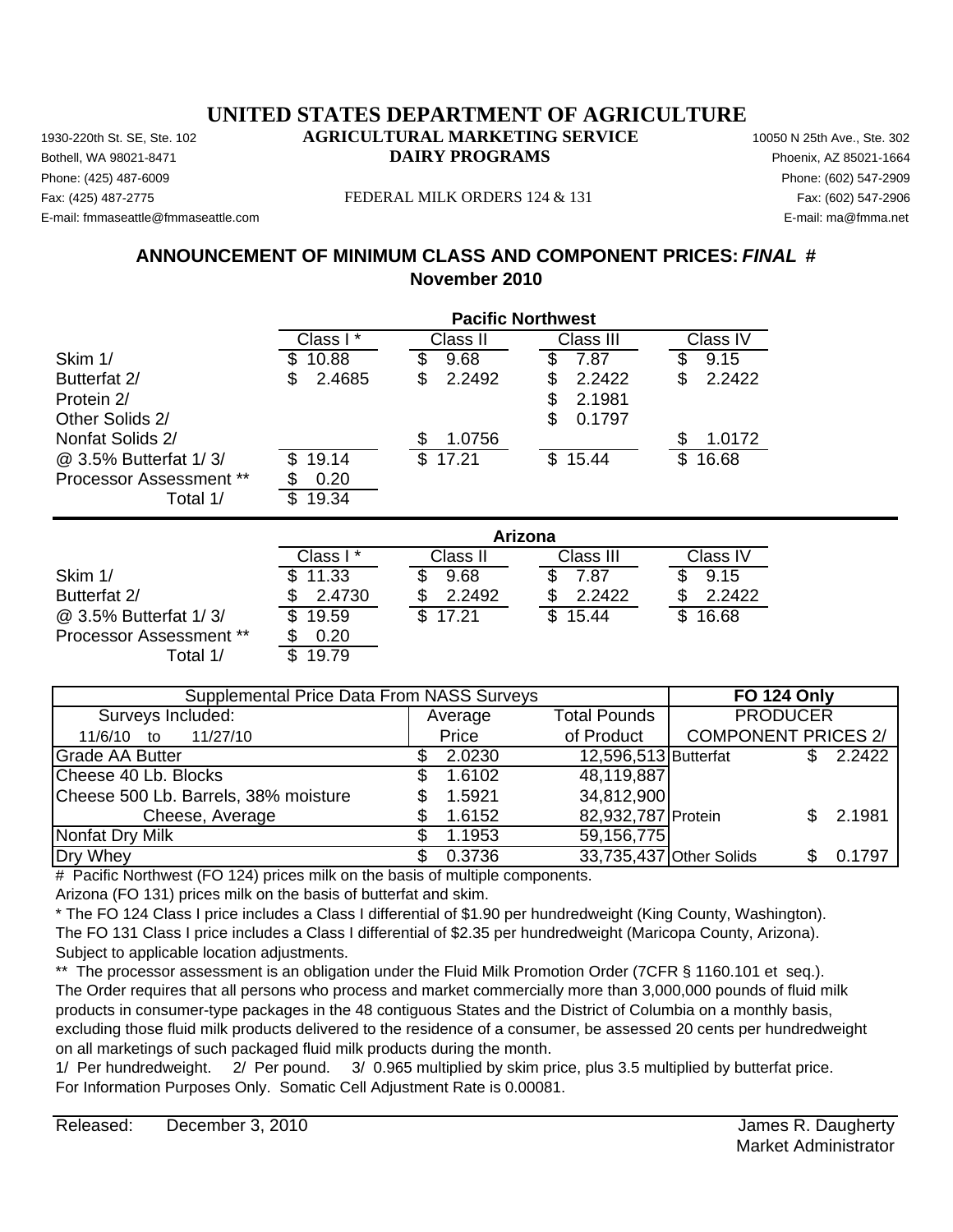# UNITED STATES DEPARTMENT OF AGRICULTURE

## AGRICULTURAL MARKETING SERVICE

## DAIRY PROGRAMS

1930-220th St. SE, Ste. 102
Bothell, WA 98021-8471
Phone: (425) 487-6009
Fax: (425) 487-2775
E-mail: fmmaseattle@fmmaseattle.com

FEDERAL MILK ORDERS 124 & 131

10050 N 25th Ave., Ste. 302
Phoenix, AZ 85021-1664
Phone: (602) 547-2909
Fax: (602) 547-2906
E-mail: ma@fmma.net

### ANNOUNCEMENT OF MINIMUM CLASS AND COMPONENT PRICES: *FINAL* #
### November 2010

| | Pacific Northwest | | | |
|---|---|---|---|---|
| | Class I * | Class II | Class III | Class IV |
| Skim 1/ | $ 10.88 | $ 9.68 | $ 7.87 | $ 9.15 |
| Butterfat 2/ | $ 2.4685 | $ 2.2492 | $ 2.2422 | $ 2.2422 |
| Protein 2/ | | | $ 2.1981 | |
| Other Solids 2/ | | | $ 0.1797 | |
| Nonfat Solids 2/ | | $ 1.0756 | | $ 1.0172 |
| @ 3.5% Butterfat 1/ 3/ | $ 19.14 | $ 17.21 | $ 15.44 | $ 16.68 |
| Processor Assessment ** | $ 0.20 | | | |
| Total 1/ | $ 19.34 | | | |

| | Arizona | | | |
|---|---|---|---|---|
| | Class I * | Class II | Class III | Class IV |
| Skim 1/ | $ 11.33 | $ 9.68 | $ 7.87 | $ 9.15 |
| Butterfat 2/ | $ 2.4730 | $ 2.2492 | $ 2.2422 | $ 2.2422 |
| @ 3.5% Butterfat 1/ 3/ | $ 19.59 | $ 17.21 | $ 15.44 | $ 16.68 |
| Processor Assessment ** | $ 0.20 | | | |
| Total 1/ | $ 19.79 | | | |

| Supplemental Price Data From NASS Surveys | | | FO 124 Only | |
|---|---|---|---|---|
| Surveys Included: | Average | Total Pounds | PRODUCER | |
| 11/6/10 to 11/27/10 | Price | of Product | COMPONENT PRICES 2/ | |
| Grade AA Butter | $ 2.0230 | 12,596,513 | Butterfat | $ 2.2422 |
| Cheese 40 Lb. Blocks | $ 1.6102 | 48,119,887 | | |
| Cheese 500 Lb. Barrels, 38% moisture | $ 1.5921 | 34,812,900 | | |
| Cheese, Average | $ 1.6152 | 82,932,787 | Protein | $ 2.1981 |
| Nonfat Dry Milk | $ 1.1953 | 59,156,775 | | |
| Dry Whey | $ 0.3736 | 33,735,437 | Other Solids | $ 0.1797 |

# Pacific Northwest (FO 124) prices milk on the basis of multiple components.
Arizona (FO 131) prices milk on the basis of butterfat and skim.

* The FO 124 Class I price includes a Class I differential of $1.90 per hundredweight (King County, Washington).
The FO 131 Class I price includes a Class I differential of $2.35 per hundredweight (Maricopa County, Arizona).
Subject to applicable location adjustments.

** The processor assessment is an obligation under the Fluid Milk Promotion Order (7CFR § 1160.101 et seq.).
The Order requires that all persons who process and market commercially more than 3,000,000 pounds of fluid milk products in consumer-type packages in the 48 contiguous States and the District of Columbia on a monthly basis, excluding those fluid milk products delivered to the residence of a consumer, be assessed 20 cents per hundredweight on all marketings of such packaged fluid milk products during the month.

1/ Per hundredweight. 2/ Per pound. 3/ 0.965 multiplied by skim price, plus 3.5 multiplied by butterfat price.
For Information Purposes Only. Somatic Cell Adjustment Rate is 0.00081.

Released: December 3, 2010

James R. Daugherty
Market Administrator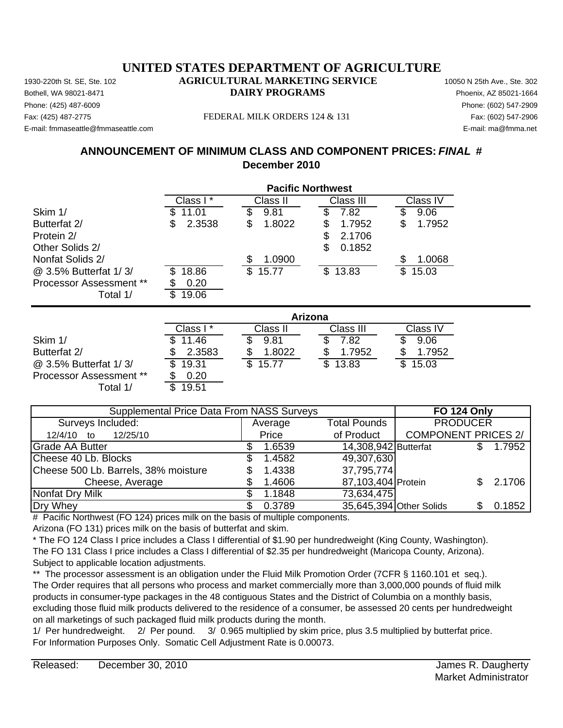# UNITED STATES DEPARTMENT OF AGRICULTURE

## AGRICULTURAL MARKETING SERVICE
## DAIRY PROGRAMS

1930-220th St. SE, Ste. 102
Bothell, WA 98021-8471
Phone: (425) 487-6009
Fax: (425) 487-2775
E-mail: fmmaseattle@fmmaseattle.com

10050 N 25th Ave., Ste. 302
Phoenix, AZ 85021-1664
Phone: (602) 547-2909
Fax: (602) 547-2906
E-mail: ma@fmma.net

FEDERAL MILK ORDERS 124 & 131

## ANNOUNCEMENT OF MINIMUM CLASS AND COMPONENT PRICES: *FINAL* #
## December 2010

| | Pacific Northwest | | | |
|---|---|---|---|---|
| | Class I * | Class II | Class III | Class IV |
| Skim 1/ | $ 11.01 | $ 9.81 | $ 7.82 | $ 9.06 |
| Butterfat 2/ | $ 2.3538 | $ 1.8022 | $ 1.7952 | $ 1.7952 |
| Protein 2/ | | | $ 2.1706 | |
| Other Solids 2/ | | | $ 0.1852 | |
| Nonfat Solids 2/ | | $ 1.0900 | | $ 1.0068 |
| @ 3.5% Butterfat 1/ 3/ | $ 18.86 | $ 15.77 | $ 13.83 | $ 15.03 |
| Processor Assessment ** | $ 0.20 | | | |
| Total 1/ | $ 19.06 | | | |

| | Arizona | | | |
|---|---|---|---|---|
| | Class I * | Class II | Class III | Class IV |
| Skim 1/ | $ 11.46 | $ 9.81 | $ 7.82 | $ 9.06 |
| Butterfat 2/ | $ 2.3583 | $ 1.8022 | $ 1.7952 | $ 1.7952 |
| @ 3.5% Butterfat 1/ 3/ | $ 19.31 | $ 15.77 | $ 13.83 | $ 15.03 |
| Processor Assessment ** | $ 0.20 | | | |
| Total 1/ | $ 19.51 | | | |

| Supplemental Price Data From NASS Surveys | | | FO 124 Only | |
|---|---|---|---|---|
| Surveys Included: | Average | Total Pounds | PRODUCER | |
| 12/4/10 to 12/25/10 | Price | of Product | COMPONENT PRICES 2/ | |
| Grade AA Butter | $ 1.6539 | 14,308,942 | Butterfat | $ 1.7952 |
| Cheese 40 Lb. Blocks | $ 1.4582 | 49,307,630 | | |
| Cheese 500 Lb. Barrels, 38% moisture | $ 1.4338 | 37,795,774 | | |
| Cheese, Average | $ 1.4606 | 87,103,404 | Protein | $ 2.1706 |
| Nonfat Dry Milk | $ 1.1848 | 73,634,475 | | |
| Dry Whey | $ 0.3789 | 35,645,394 | Other Solids | $ 0.1852 |

# Pacific Northwest (FO 124) prices milk on the basis of multiple components.
Arizona (FO 131) prices milk on the basis of butterfat and skim.

* The FO 124 Class I price includes a Class I differential of $1.90 per hundredweight (King County, Washington).
The FO 131 Class I price includes a Class I differential of $2.35 per hundredweight (Maricopa County, Arizona).
Subject to applicable location adjustments.

** The processor assessment is an obligation under the Fluid Milk Promotion Order (7CFR § 1160.101 et seq.).
The Order requires that all persons who process and market commercially more than 3,000,000 pounds of fluid milk products in consumer-type packages in the 48 contiguous States and the District of Columbia on a monthly basis, excluding those fluid milk products delivered to the residence of a consumer, be assessed 20 cents per hundredweight on all marketings of such packaged fluid milk products during the month.

1/ Per hundredweight. 2/ Per pound. 3/ 0.965 multiplied by skim price, plus 3.5 multiplied by butterfat price.
For Information Purposes Only. Somatic Cell Adjustment Rate is 0.00073.

Released: December 30, 2010

James R. Daugherty
Market Administrator